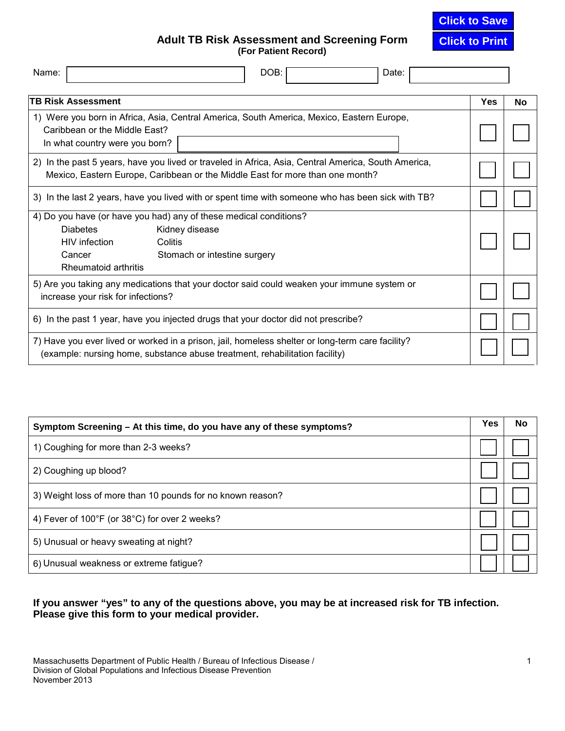# Adult TB Risk Assessment and Screening Form

**(For Patient Record)**

Name: ____________________ DOB: ____________ Date: ____________

| TB Risk Assessment | Yes | No |
|---|---|---|
| 1) Were you born in Africa, Asia, Central America, South America, Mexico, Eastern Europe, Caribbean or the Middle East? In what country were you born? ____________________ | ☐ | ☐ |
| 2) In the past 5 years, have you lived or traveled in Africa, Asia, Central America, South America, Mexico, Eastern Europe, Caribbean or the Middle East for more than one month? | ☐ | ☐ |
| 3) In the last 2 years, have you lived with or spent time with someone who has been sick with TB? | ☐ | ☐ |
| 4) Do you have (or have you had) any of these medical conditions? Diabetes, Kidney disease, HIV infection, Colitis, Cancer, Stomach or intestine surgery, Rheumatoid arthritis | ☐ | ☐ |
| 5) Are you taking any medications that your doctor said could weaken your immune system or increase your risk for infections? | ☐ | ☐ |
| 6) In the past 1 year, have you injected drugs that your doctor did not prescribe? | ☐ | ☐ |
| 7) Have you ever lived or worked in a prison, jail, homeless shelter or long-term care facility? (example: nursing home, substance abuse treatment, rehabilitation facility) | ☐ | ☐ |

| Symptom Screening – At this time, do you have any of these symptoms? | Yes | No |
|---|---|---|
| 1) Coughing for more than 2-3 weeks? | ☐ | ☐ |
| 2) Coughing up blood? | ☐ | ☐ |
| 3) Weight loss of more than 10 pounds for no known reason? | ☐ | ☐ |
| 4) Fever of 100°F (or 38°C) for over 2 weeks? | ☐ | ☐ |
| 5) Unusual or heavy sweating at night? | ☐ | ☐ |
| 6) Unusual weakness or extreme fatigue? | ☐ | ☐ |

**If you answer "yes" to any of the questions above, you may be at increased risk for TB infection. Please give this form to your medical provider.**

Massachusetts Department of Public Health / Bureau of Infectious Disease /
Division of Global Populations and Infectious Disease Prevention
November 2013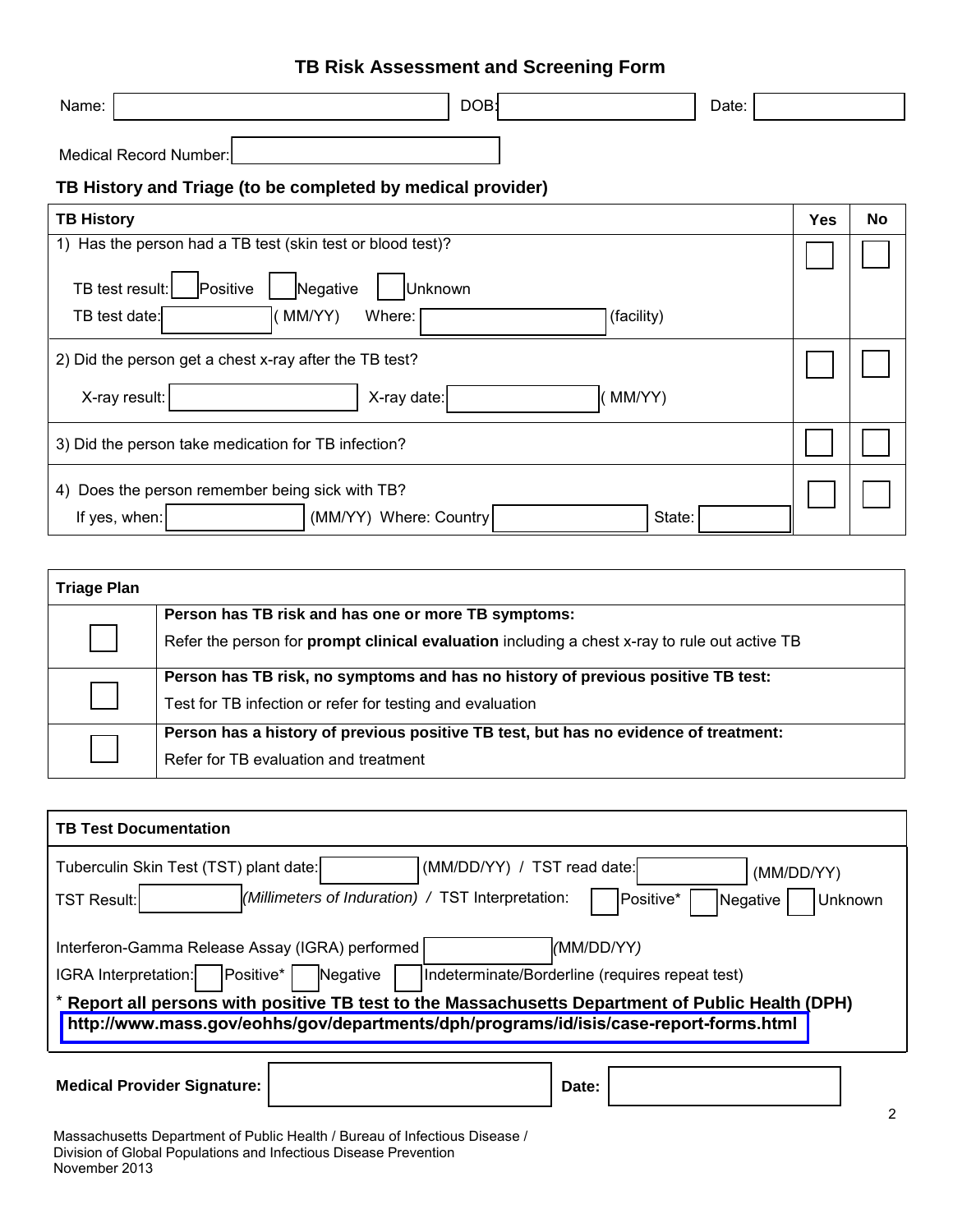# TB Risk Assessment and Screening Form

Name: ______________________ DOB: ______________ Date: ______________

Medical Record Number: ______________________

## TB History and Triage (to be completed by medical provider)

| TB History | Yes | No |
|---|---|---|
| 1) Has the person had a TB test (skin test or blood test)?<br><br>TB test result: ☐ Positive ☐ Negative ☐ Unknown<br>TB test date: __________ ( MM/YY) Where: ______________ (facility) | ☐ | ☐ |
| 2) Did the person get a chest x-ray after the TB test?<br><br>X-ray result: ______________ X-ray date: __________ ( MM/YY) | ☐ | ☐ |
| 3) Did the person take medication for TB infection? | ☐ | ☐ |
| 4) Does the person remember being sick with TB?<br>If yes, when: __________ (MM/YY) Where: Country __________ State: ______ | ☐ | ☐ |

| Triage Plan | |
|---|---|
| ☐ | **Person has TB risk and has one or more TB symptoms:**<br>Refer the person for **prompt clinical evaluation** including a chest x-ray to rule out active TB |
| ☐ | **Person has TB risk, no symptoms and has no history of previous positive TB test:**<br>Test for TB infection or refer for testing and evaluation |
| ☐ | **Person has a history of previous positive TB test, but has no evidence of treatment:**<br>Refer for TB evaluation and treatment |

**TB Test Documentation**

Tuberculin Skin Test (TST) plant date: __________ (MM/DD/YY) / TST read date: __________ (MM/DD/YY)

TST Result: __________ *(Millimeters of Induration)* / TST Interpretation: ☐ Positive* ☐ Negative ☐ Unknown

Interferon-Gamma Release Assay (IGRA) performed __________ (MM/DD/YY)

IGRA Interpretation: ☐ Positive* ☐ Negative ☐ Indeterminate/Borderline (requires repeat test)

* **Report all persons with positive TB test to the Massachusetts Department of Public Health (DPH)**
**http://www.mass.gov/eohhs/gov/departments/dph/programs/id/isis/case-report-forms.html**

**Medical Provider Signature:** ______________________ **Date:** ______________

Massachusetts Department of Public Health / Bureau of Infectious Disease /
Division of Global Populations and Infectious Disease Prevention
November 2013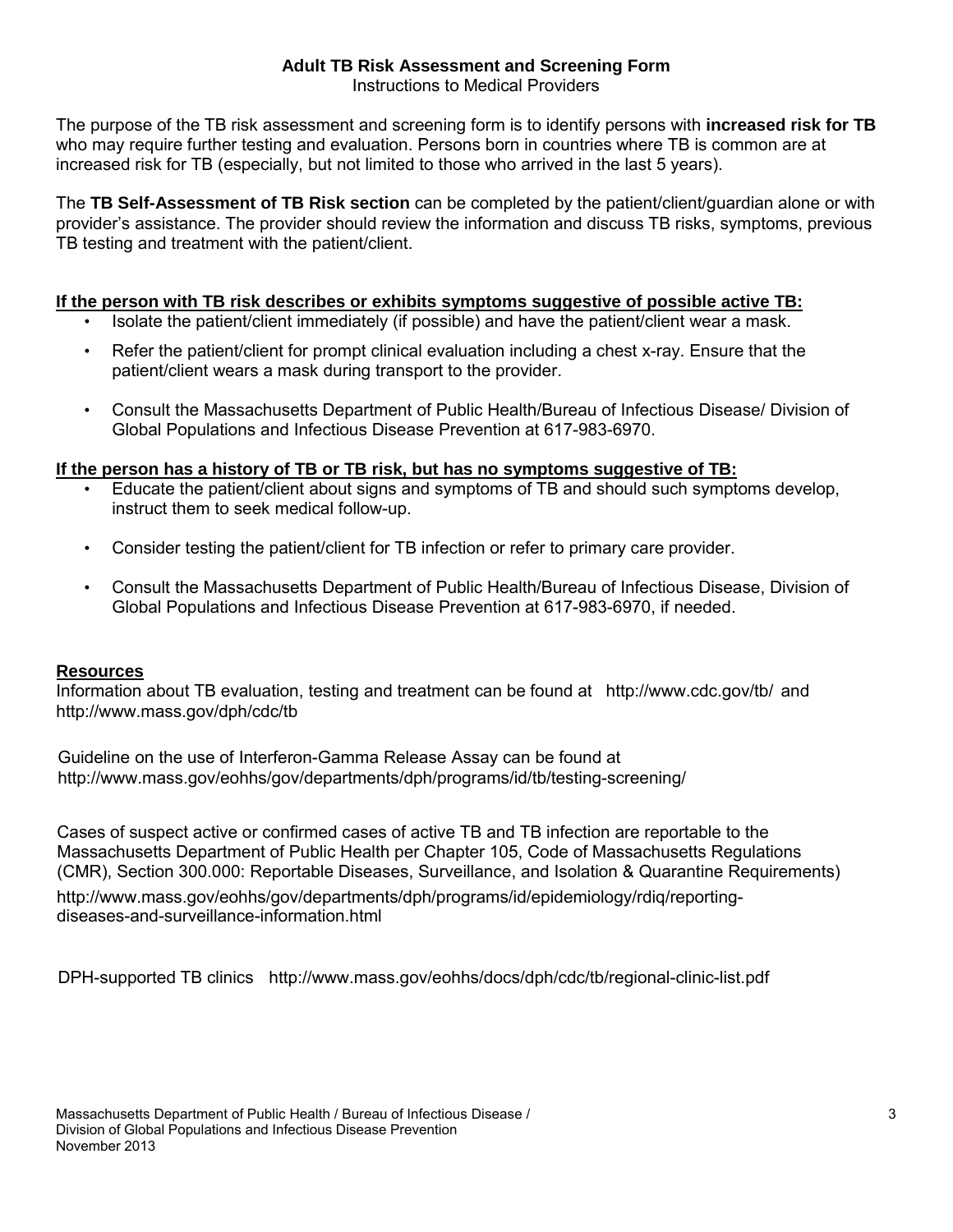# Adult TB Risk Assessment and Screening Form

Instructions to Medical Providers

The purpose of the TB risk assessment and screening form is to identify persons with **increased risk for TB** who may require further testing and evaluation. Persons born in countries where TB is common are at increased risk for TB (especially, but not limited to those who arrived in the last 5 years).

The **TB Self-Assessment of TB Risk section** can be completed by the patient/client/guardian alone or with provider's assistance. The provider should review the information and discuss TB risks, symptoms, previous TB testing and treatment with the patient/client.

**<u>If the person with TB risk describes or exhibits symptoms suggestive of possible active TB:</u>**

- Isolate the patient/client immediately (if possible) and have the patient/client wear a mask.
- Refer the patient/client for prompt clinical evaluation including a chest x-ray. Ensure that the patient/client wears a mask during transport to the provider.
- Consult the Massachusetts Department of Public Health/Bureau of Infectious Disease/ Division of Global Populations and Infectious Disease Prevention at 617-983-6970.

**<u>If the person has a history of TB or TB risk, but has no symptoms suggestive of TB:</u>**

- Educate the patient/client about signs and symptoms of TB and should such symptoms develop, instruct them to seek medical follow-up.
- Consider testing the patient/client for TB infection or refer to primary care provider.
- Consult the Massachusetts Department of Public Health/Bureau of Infectious Disease, Division of Global Populations and Infectious Disease Prevention at 617-983-6970, if needed.

**<u>Resources</u>**

Information about TB evaluation, testing and treatment can be found at http://www.cdc.gov/tb/ and http://www.mass.gov/dph/cdc/tb

Guideline on the use of Interferon-Gamma Release Assay can be found at http://www.mass.gov/eohhs/gov/departments/dph/programs/id/tb/testing-screening/

Cases of suspect active or confirmed cases of active TB and TB infection are reportable to the Massachusetts Department of Public Health per Chapter 105, Code of Massachusetts Regulations (CMR), Section 300.000: Reportable Diseases, Surveillance, and Isolation & Quarantine Requirements)

http://www.mass.gov/eohhs/gov/departments/dph/programs/id/epidemiology/rdiq/reporting-diseases-and-surveillance-information.html

DPH-supported TB clinics http://www.mass.gov/eohhs/docs/dph/cdc/tb/regional-clinic-list.pdf

Massachusetts Department of Public Health / Bureau of Infectious Disease /
Division of Global Populations and Infectious Disease Prevention
November 2013